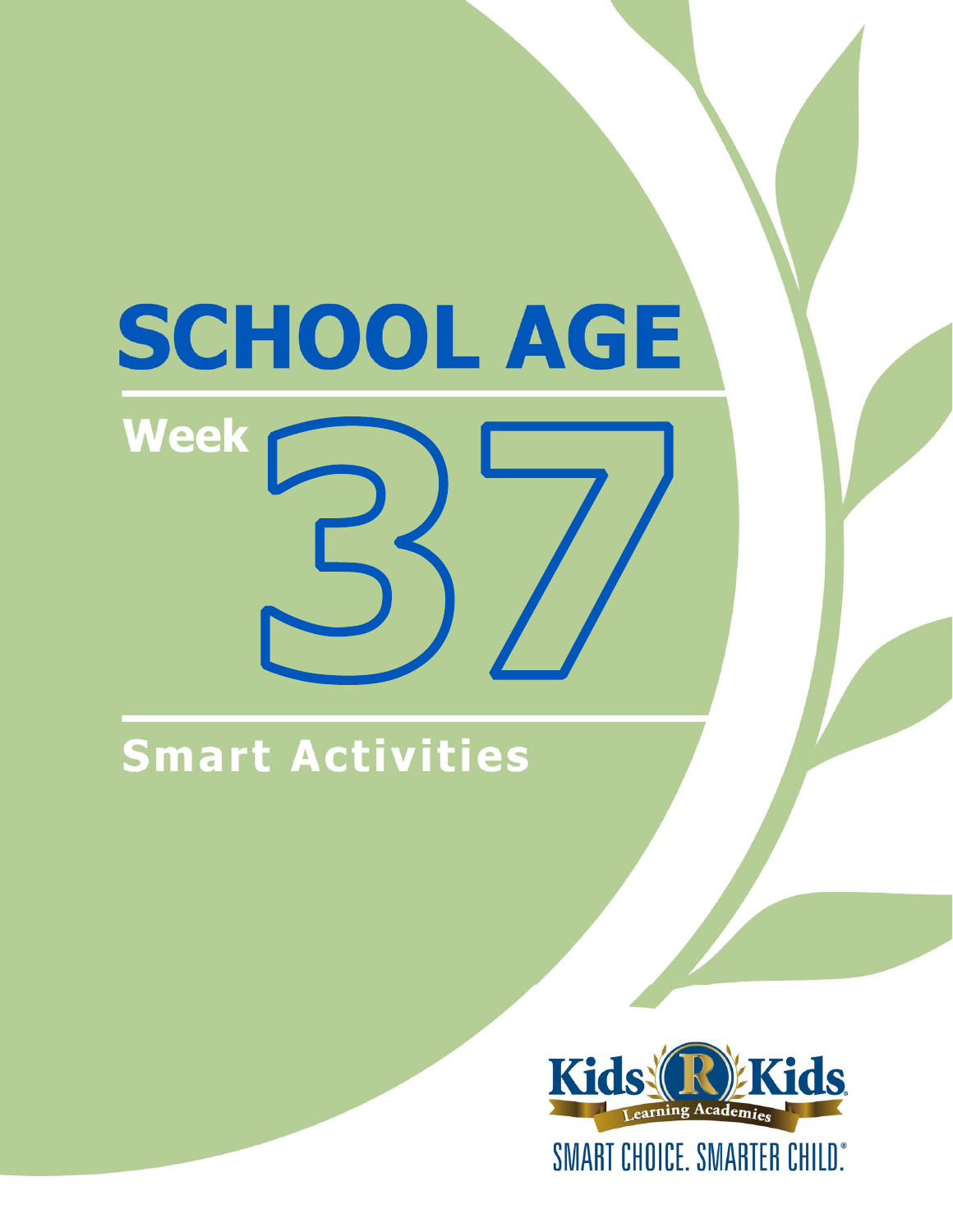# SCHOOL AGE

## Week 37

## Smart Activities

Kids 'R' Kids Learning Academies

SMART CHOICE. SMARTER CHILD.®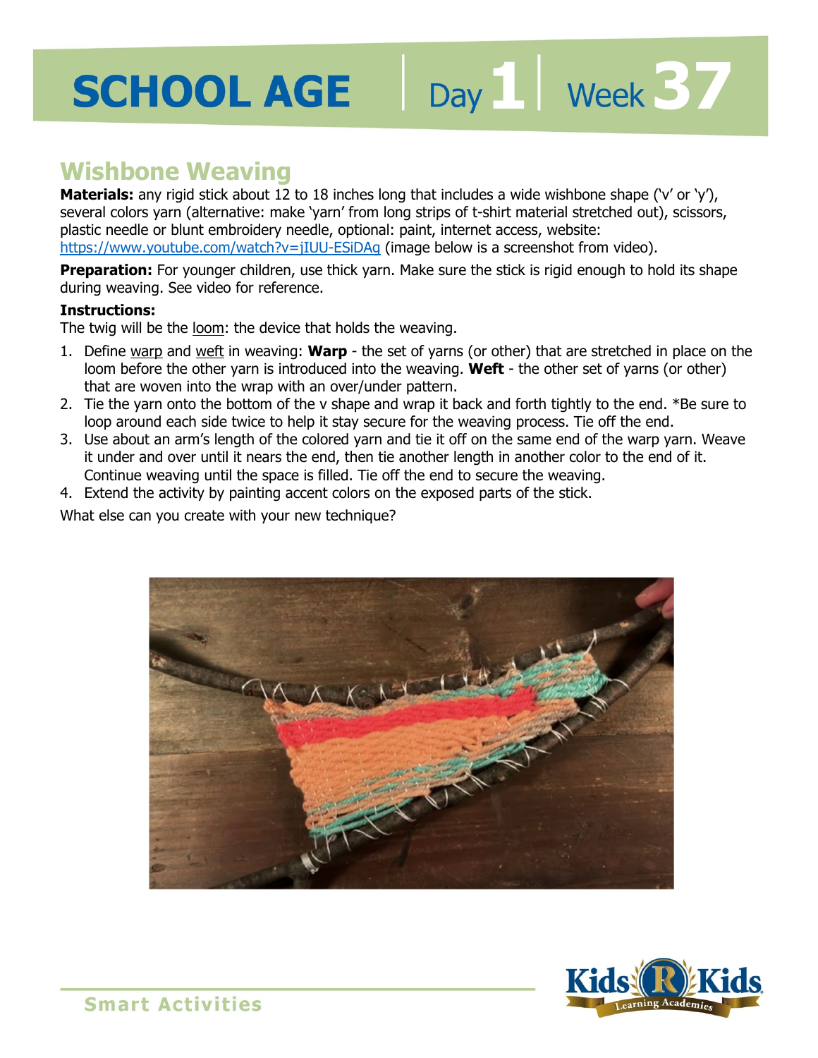# SCHOOL AGE | Day 1 | Week 37

## Wishbone Weaving

**Materials:** any rigid stick about 12 to 18 inches long that includes a wide wishbone shape ('v' or 'y'), several colors yarn (alternative: make 'yarn' from long strips of t-shirt material stretched out), scissors, plastic needle or blunt embroidery needle, optional: paint, internet access, website: https://www.youtube.com/watch?v=jIUU-ESiDAq (image below is a screenshot from video).

**Preparation:** For younger children, use thick yarn. Make sure the stick is rigid enough to hold its shape during weaving. See video for reference.

**Instructions:**

The twig will be the loom: the device that holds the weaving.

1. Define warp and weft in weaving: **Warp** - the set of yarns (or other) that are stretched in place on the loom before the other yarn is introduced into the weaving. **Weft** - the other set of yarns (or other) that are woven into the wrap with an over/under pattern.
2. Tie the yarn onto the bottom of the v shape and wrap it back and forth tightly to the end. *Be sure to loop around each side twice to help it stay secure for the weaving process. Tie off the end.
3. Use about an arm's length of the colored yarn and tie it off on the same end of the warp yarn. Weave it under and over until it nears the end, then tie another length in another color to the end of it. Continue weaving until the space is filled. Tie off the end to secure the weaving.
4. Extend the activity by painting accent colors on the exposed parts of the stick.

What else can you create with your new technique?

Smart Activities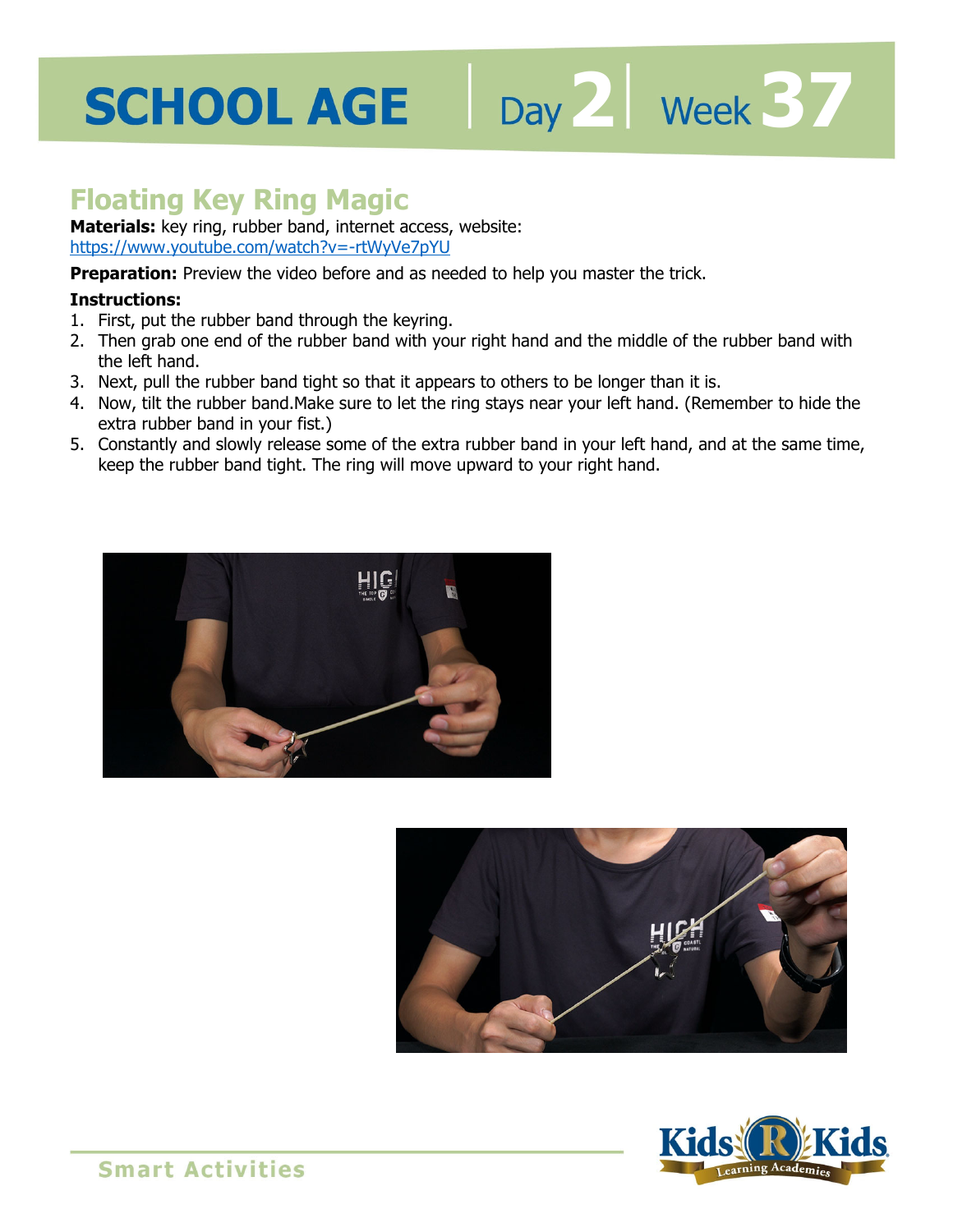# SCHOOL AGE | Day 2 | Week 37

## Floating Key Ring Magic

**Materials:** key ring, rubber band, internet access, website:
https://www.youtube.com/watch?v=-rtWyVe7pYU

**Preparation:** Preview the video before and as needed to help you master the trick.

**Instructions:**

1. First, put the rubber band through the keyring.
2. Then grab one end of the rubber band with your right hand and the middle of the rubber band with the left hand.
3. Next, pull the rubber band tight so that it appears to others to be longer than it is.
4. Now, tilt the rubber band.Make sure to let the ring stays near your left hand. (Remember to hide the extra rubber band in your fist.)
5. Constantly and slowly release some of the extra rubber band in your left hand, and at the same time, keep the rubber band tight. The ring will move upward to your right hand.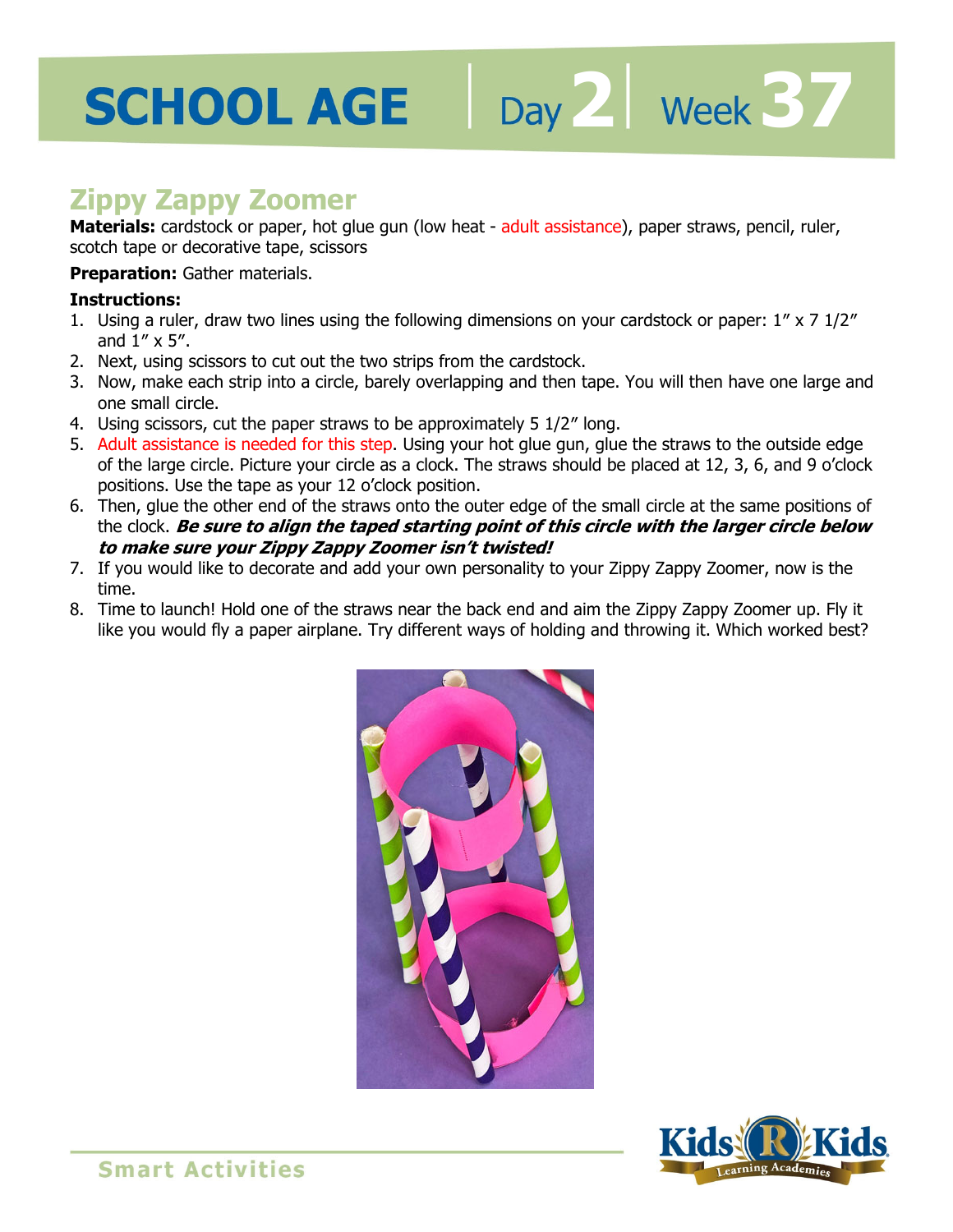# SCHOOL AGE | Day 2 | Week 37

## Zippy Zappy Zoomer

**Materials:** cardstock or paper, hot glue gun (low heat - adult assistance), paper straws, pencil, ruler, scotch tape or decorative tape, scissors

**Preparation:** Gather materials.

**Instructions:**

1. Using a ruler, draw two lines using the following dimensions on your cardstock or paper: 1″ x 7 1/2″ and 1″ x 5″.
2. Next, using scissors to cut out the two strips from the cardstock.
3. Now, make each strip into a circle, barely overlapping and then tape. You will then have one large and one small circle.
4. Using scissors, cut the paper straws to be approximately 5 1/2″ long.
5. Adult assistance is needed for this step. Using your hot glue gun, glue the straws to the outside edge of the large circle. Picture your circle as a clock. The straws should be placed at 12, 3, 6, and 9 o'clock positions. Use the tape as your 12 o'clock position.
6. Then, glue the other end of the straws onto the outer edge of the small circle at the same positions of the clock. ***Be sure to align the taped starting point of this circle with the larger circle below to make sure your Zippy Zappy Zoomer isn't twisted!***
7. If you would like to decorate and add your own personality to your Zippy Zappy Zoomer, now is the time.
8. Time to launch! Hold one of the straws near the back end and aim the Zippy Zappy Zoomer up. Fly it like you would fly a paper airplane. Try different ways of holding and throwing it. Which worked best?

**Smart Activities**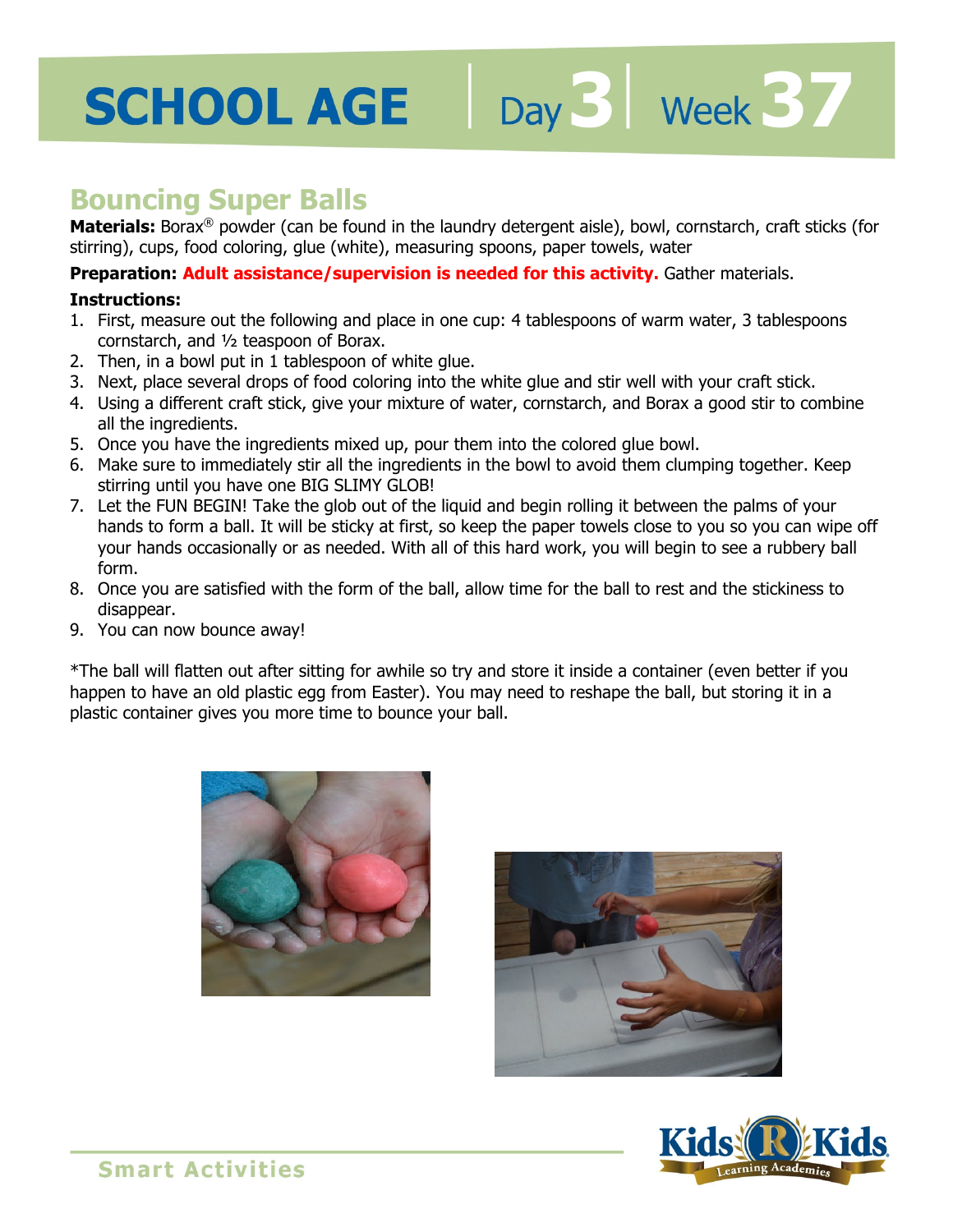# SCHOOL AGE | Day 3 | Week 37

## Bouncing Super Balls

**Materials:** Borax® powder (can be found in the laundry detergent aisle), bowl, cornstarch, craft sticks (for stirring), cups, food coloring, glue (white), measuring spoons, paper towels, water

**Preparation:** **Adult assistance/supervision is needed for this activity.** Gather materials.

**Instructions:**

1. First, measure out the following and place in one cup: 4 tablespoons of warm water, 3 tablespoons cornstarch, and ½ teaspoon of Borax.
2. Then, in a bowl put in 1 tablespoon of white glue.
3. Next, place several drops of food coloring into the white glue and stir well with your craft stick.
4. Using a different craft stick, give your mixture of water, cornstarch, and Borax a good stir to combine all the ingredients.
5. Once you have the ingredients mixed up, pour them into the colored glue bowl.
6. Make sure to immediately stir all the ingredients in the bowl to avoid them clumping together. Keep stirring until you have one BIG SLIMY GLOB!
7. Let the FUN BEGIN! Take the glob out of the liquid and begin rolling it between the palms of your hands to form a ball. It will be sticky at first, so keep the paper towels close to you so you can wipe off your hands occasionally or as needed. With all of this hard work, you will begin to see a rubbery ball form.
8. Once you are satisfied with the form of the ball, allow time for the ball to rest and the stickiness to disappear.
9. You can now bounce away!

*The ball will flatten out after sitting for awhile so try and store it inside a container (even better if you happen to have an old plastic egg from Easter). You may need to reshape the ball, but storing it in a plastic container gives you more time to bounce your ball.

Smart Activities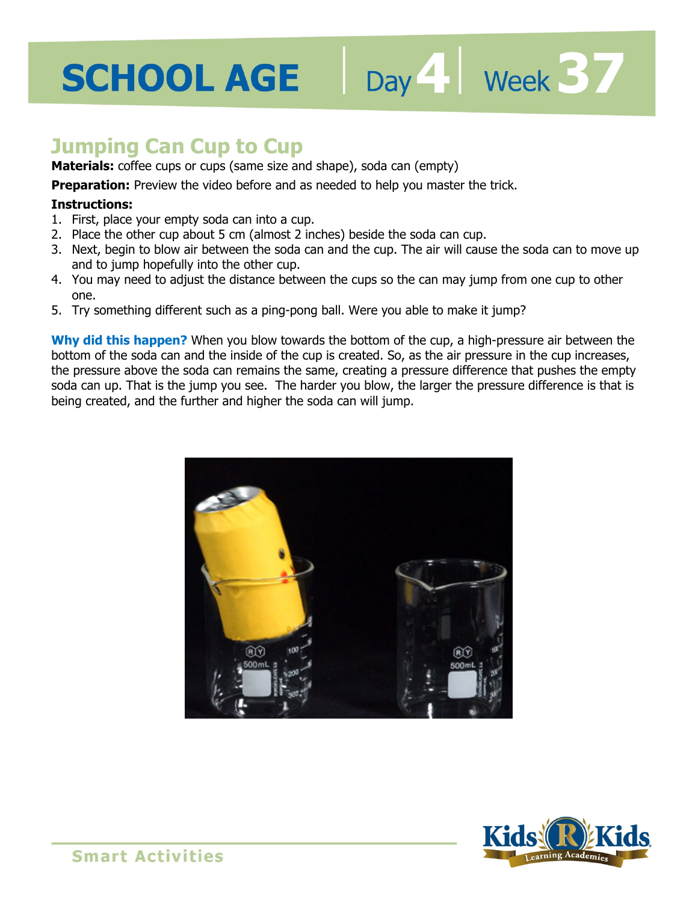# SCHOOL AGE | Day 4 | Week 37

## Jumping Can Cup to Cup

**Materials:** coffee cups or cups (same size and shape), soda can (empty)

**Preparation:** Preview the video before and as needed to help you master the trick.

**Instructions:**

1. First, place your empty soda can into a cup.
2. Place the other cup about 5 cm (almost 2 inches) beside the soda can cup.
3. Next, begin to blow air between the soda can and the cup. The air will cause the soda can to move up and to jump hopefully into the other cup.
4. You may need to adjust the distance between the cups so the can may jump from one cup to other one.
5. Try something different such as a ping-pong ball. Were you able to make it jump?

**Why did this happen?** When you blow towards the bottom of the cup, a high-pressure air between the bottom of the soda can and the inside of the cup is created. So, as the air pressure in the cup increases, the pressure above the soda can remains the same, creating a pressure difference that pushes the empty soda can up. That is the jump you see. The harder you blow, the larger the pressure difference is that is being created, and the further and higher the soda can will jump.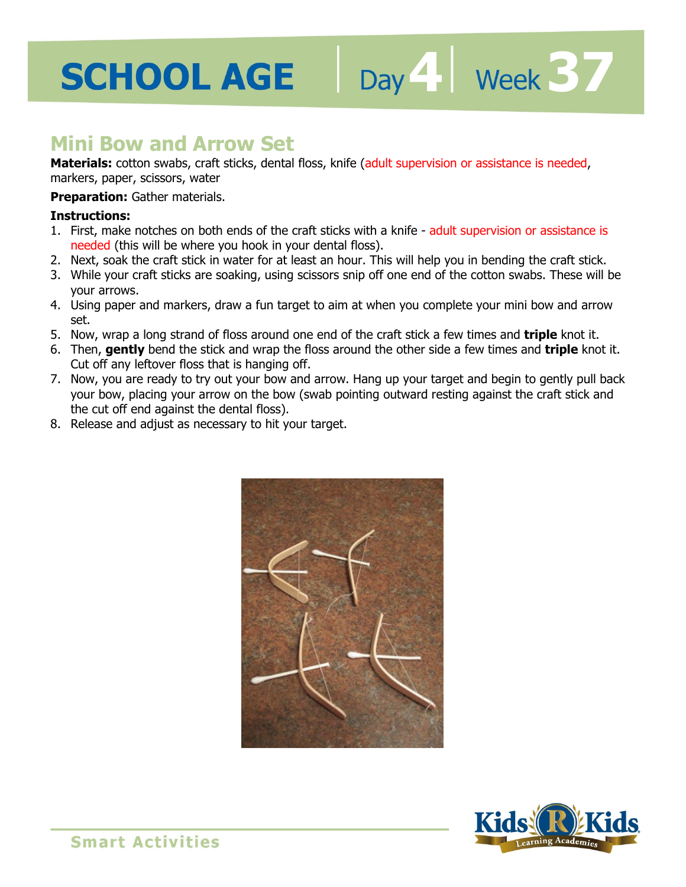# SCHOOL AGE | Day 4 | Week 37

## Mini Bow and Arrow Set

**Materials:** cotton swabs, craft sticks, dental floss, knife (adult supervision or assistance is needed, markers, paper, scissors, water

**Preparation:** Gather materials.

**Instructions:**

1. First, make notches on both ends of the craft sticks with a knife - adult supervision or assistance is needed (this will be where you hook in your dental floss).
2. Next, soak the craft stick in water for at least an hour. This will help you in bending the craft stick.
3. While your craft sticks are soaking, using scissors snip off one end of the cotton swabs. These will be your arrows.
4. Using paper and markers, draw a fun target to aim at when you complete your mini bow and arrow set.
5. Now, wrap a long strand of floss around one end of the craft stick a few times and **triple** knot it.
6. Then, **gently** bend the stick and wrap the floss around the other side a few times and **triple** knot it. Cut off any leftover floss that is hanging off.
7. Now, you are ready to try out your bow and arrow. Hang up your target and begin to gently pull back your bow, placing your arrow on the bow (swab pointing outward resting against the craft stick and the cut off end against the dental floss).
8. Release and adjust as necessary to hit your target.

**Smart Activities**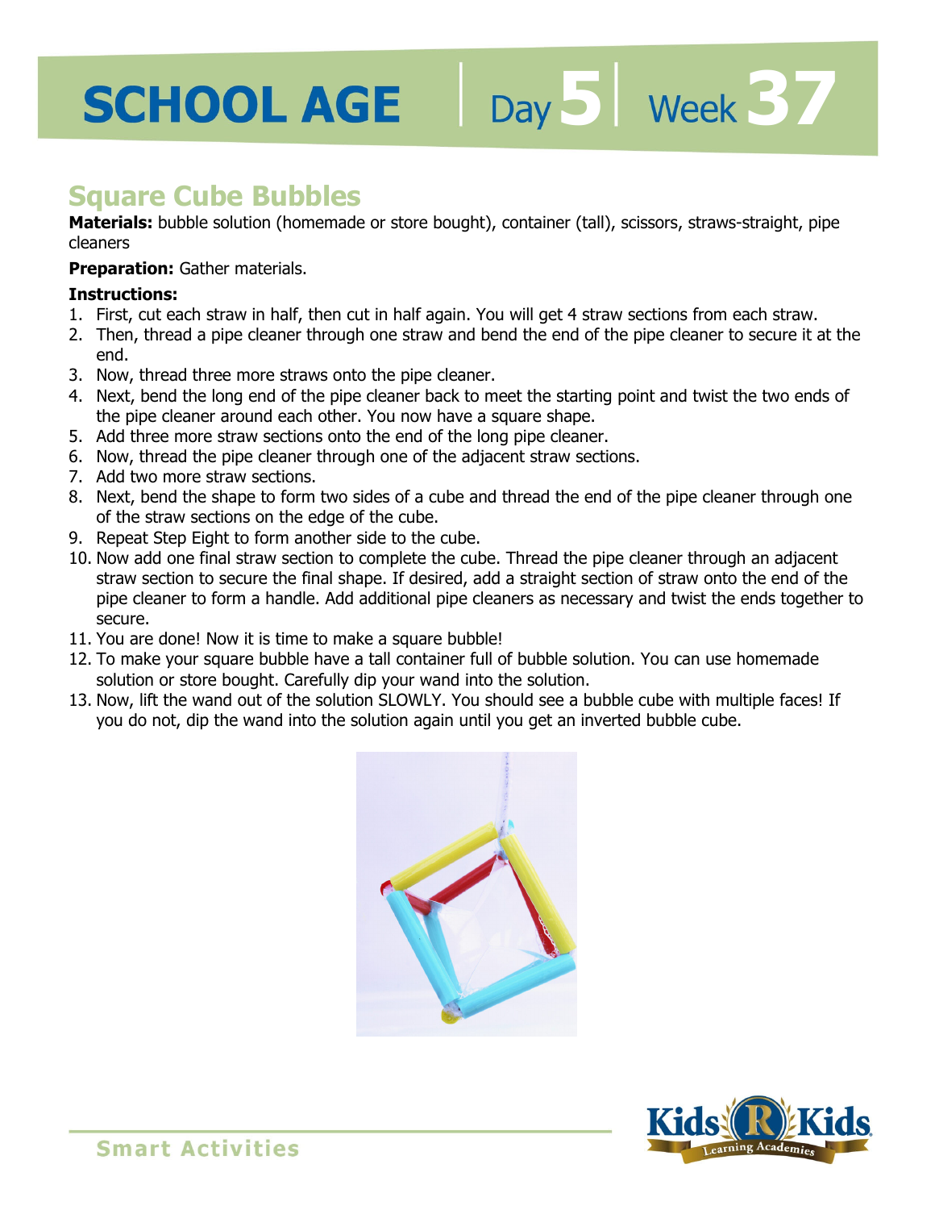# SCHOOL AGE | Day 5 | Week 37

## Square Cube Bubbles

**Materials:** bubble solution (homemade or store bought), container (tall), scissors, straws-straight, pipe cleaners

**Preparation:** Gather materials.

**Instructions:**

1. First, cut each straw in half, then cut in half again. You will get 4 straw sections from each straw.
2. Then, thread a pipe cleaner through one straw and bend the end of the pipe cleaner to secure it at the end.
3. Now, thread three more straws onto the pipe cleaner.
4. Next, bend the long end of the pipe cleaner back to meet the starting point and twist the two ends of the pipe cleaner around each other. You now have a square shape.
5. Add three more straw sections onto the end of the long pipe cleaner.
6. Now, thread the pipe cleaner through one of the adjacent straw sections.
7. Add two more straw sections.
8. Next, bend the shape to form two sides of a cube and thread the end of the pipe cleaner through one of the straw sections on the edge of the cube.
9. Repeat Step Eight to form another side to the cube.
10. Now add one final straw section to complete the cube. Thread the pipe cleaner through an adjacent straw section to secure the final shape. If desired, add a straight section of straw onto the end of the pipe cleaner to form a handle. Add additional pipe cleaners as necessary and twist the ends together to secure.
11. You are done! Now it is time to make a square bubble!
12. To make your square bubble have a tall container full of bubble solution. You can use homemade solution or store bought. Carefully dip your wand into the solution.
13. Now, lift the wand out of the solution SLOWLY. You should see a bubble cube with multiple faces! If you do not, dip the wand into the solution again until you get an inverted bubble cube.

Smart Activities